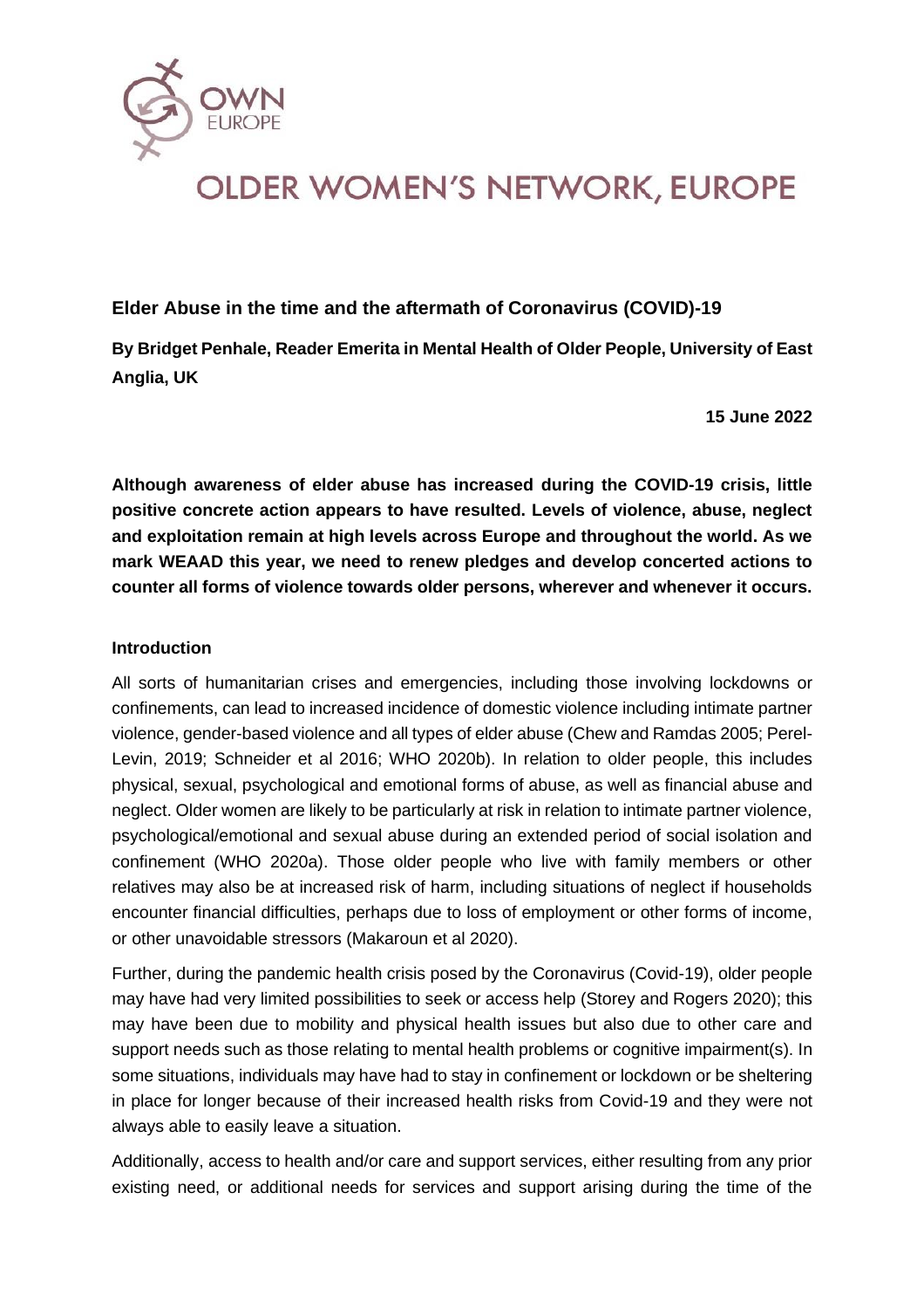OWN
EUROPE

# OLDER WOMEN'S NETWORK, EUROPE

## Elder Abuse in the time and the aftermath of Coronavirus (COVID)-19

**By Bridget Penhale, Reader Emerita in Mental Health of Older People, University of East Anglia, UK**

**15 June 2022**

**Although awareness of elder abuse has increased during the COVID-19 crisis, little positive concrete action appears to have resulted. Levels of violence, abuse, neglect and exploitation remain at high levels across Europe and throughout the world. As we mark WEAAD this year, we need to renew pledges and develop concerted actions to counter all forms of violence towards older persons, wherever and whenever it occurs.**

### Introduction

All sorts of humanitarian crises and emergencies, including those involving lockdowns or confinements, can lead to increased incidence of domestic violence including intimate partner violence, gender-based violence and all types of elder abuse (Chew and Ramdas 2005; Perel-Levin, 2019; Schneider et al 2016; WHO 2020b). In relation to older people, this includes physical, sexual, psychological and emotional forms of abuse, as well as financial abuse and neglect. Older women are likely to be particularly at risk in relation to intimate partner violence, psychological/emotional and sexual abuse during an extended period of social isolation and confinement (WHO 2020a). Those older people who live with family members or other relatives may also be at increased risk of harm, including situations of neglect if households encounter financial difficulties, perhaps due to loss of employment or other forms of income, or other unavoidable stressors (Makaroun et al 2020).

Further, during the pandemic health crisis posed by the Coronavirus (Covid-19), older people may have had very limited possibilities to seek or access help (Storey and Rogers 2020); this may have been due to mobility and physical health issues but also due to other care and support needs such as those relating to mental health problems or cognitive impairment(s). In some situations, individuals may have had to stay in confinement or lockdown or be sheltering in place for longer because of their increased health risks from Covid-19 and they were not always able to easily leave a situation.

Additionally, access to health and/or care and support services, either resulting from any prior existing need, or additional needs for services and support arising during the time of the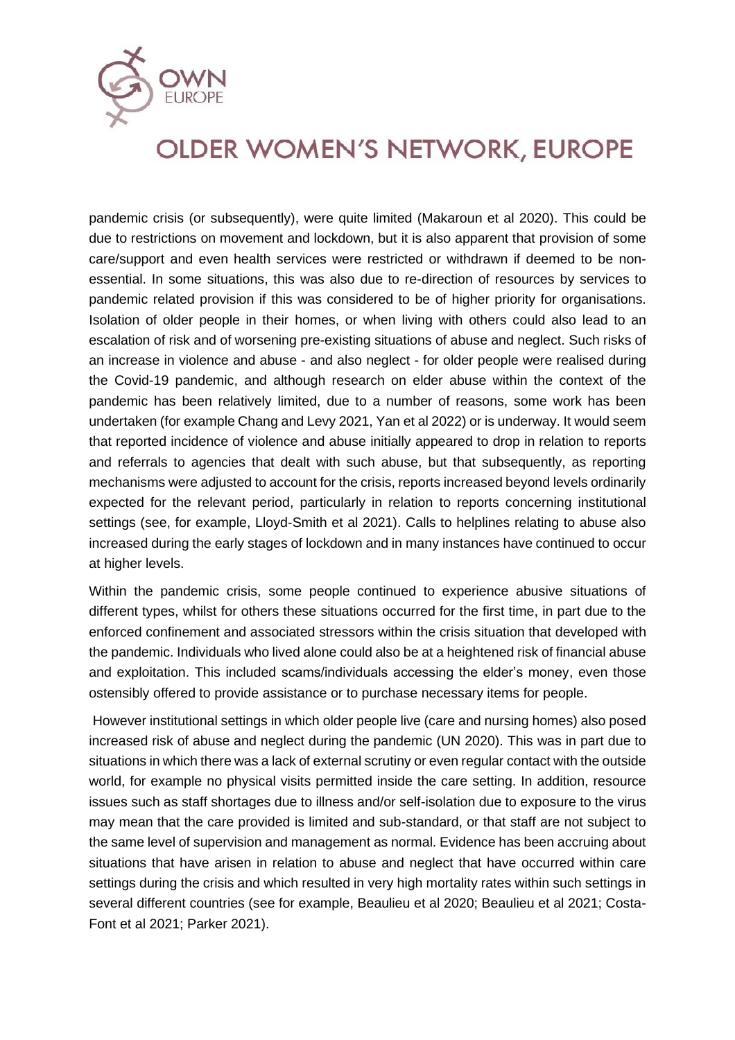pandemic crisis (or subsequently), were quite limited (Makaroun et al 2020). This could be due to restrictions on movement and lockdown, but it is also apparent that provision of some care/support and even health services were restricted or withdrawn if deemed to be non-essential. In some situations, this was also due to re-direction of resources by services to pandemic related provision if this was considered to be of higher priority for organisations. Isolation of older people in their homes, or when living with others could also lead to an escalation of risk and of worsening pre-existing situations of abuse and neglect. Such risks of an increase in violence and abuse - and also neglect - for older people were realised during the Covid-19 pandemic, and although research on elder abuse within the context of the pandemic has been relatively limited, due to a number of reasons, some work has been undertaken (for example Chang and Levy 2021, Yan et al 2022) or is underway. It would seem that reported incidence of violence and abuse initially appeared to drop in relation to reports and referrals to agencies that dealt with such abuse, but that subsequently, as reporting mechanisms were adjusted to account for the crisis, reports increased beyond levels ordinarily expected for the relevant period, particularly in relation to reports concerning institutional settings (see, for example, Lloyd-Smith et al 2021). Calls to helplines relating to abuse also increased during the early stages of lockdown and in many instances have continued to occur at higher levels.

Within the pandemic crisis, some people continued to experience abusive situations of different types, whilst for others these situations occurred for the first time, in part due to the enforced confinement and associated stressors within the crisis situation that developed with the pandemic. Individuals who lived alone could also be at a heightened risk of financial abuse and exploitation. This included scams/individuals accessing the elder's money, even those ostensibly offered to provide assistance or to purchase necessary items for people.

However institutional settings in which older people live (care and nursing homes) also posed increased risk of abuse and neglect during the pandemic (UN 2020). This was in part due to situations in which there was a lack of external scrutiny or even regular contact with the outside world, for example no physical visits permitted inside the care setting. In addition, resource issues such as staff shortages due to illness and/or self-isolation due to exposure to the virus may mean that the care provided is limited and sub-standard, or that staff are not subject to the same level of supervision and management as normal. Evidence has been accruing about situations that have arisen in relation to abuse and neglect that have occurred within care settings during the crisis and which resulted in very high mortality rates within such settings in several different countries (see for example, Beaulieu et al 2020; Beaulieu et al 2021; Costa-Font et al 2021; Parker 2021).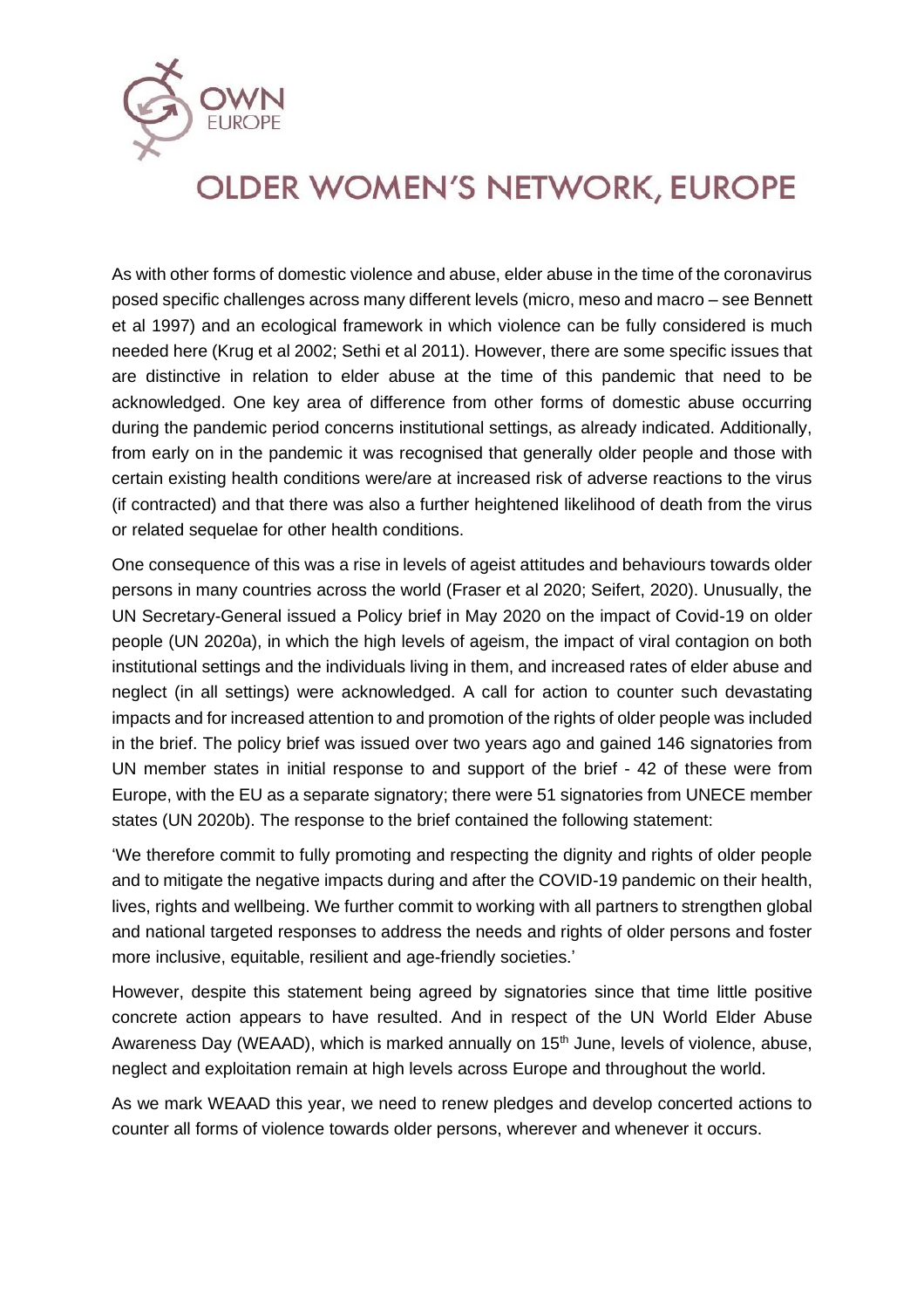As with other forms of domestic violence and abuse, elder abuse in the time of the coronavirus posed specific challenges across many different levels (micro, meso and macro – see Bennett et al 1997) and an ecological framework in which violence can be fully considered is much needed here (Krug et al 2002; Sethi et al 2011). However, there are some specific issues that are distinctive in relation to elder abuse at the time of this pandemic that need to be acknowledged. One key area of difference from other forms of domestic abuse occurring during the pandemic period concerns institutional settings, as already indicated. Additionally, from early on in the pandemic it was recognised that generally older people and those with certain existing health conditions were/are at increased risk of adverse reactions to the virus (if contracted) and that there was also a further heightened likelihood of death from the virus or related sequelae for other health conditions.

One consequence of this was a rise in levels of ageist attitudes and behaviours towards older persons in many countries across the world (Fraser et al 2020; Seifert, 2020). Unusually, the UN Secretary-General issued a Policy brief in May 2020 on the impact of Covid-19 on older people (UN 2020a), in which the high levels of ageism, the impact of viral contagion on both institutional settings and the individuals living in them, and increased rates of elder abuse and neglect (in all settings) were acknowledged. A call for action to counter such devastating impacts and for increased attention to and promotion of the rights of older people was included in the brief. The policy brief was issued over two years ago and gained 146 signatories from UN member states in initial response to and support of the brief - 42 of these were from Europe, with the EU as a separate signatory; there were 51 signatories from UNECE member states (UN 2020b). The response to the brief contained the following statement:

'We therefore commit to fully promoting and respecting the dignity and rights of older people and to mitigate the negative impacts during and after the COVID-19 pandemic on their health, lives, rights and wellbeing. We further commit to working with all partners to strengthen global and national targeted responses to address the needs and rights of older persons and foster more inclusive, equitable, resilient and age-friendly societies.'

However, despite this statement being agreed by signatories since that time little positive concrete action appears to have resulted. And in respect of the UN World Elder Abuse Awareness Day (WEAAD), which is marked annually on 15th June, levels of violence, abuse, neglect and exploitation remain at high levels across Europe and throughout the world.

As we mark WEAAD this year, we need to renew pledges and develop concerted actions to counter all forms of violence towards older persons, wherever and whenever it occurs.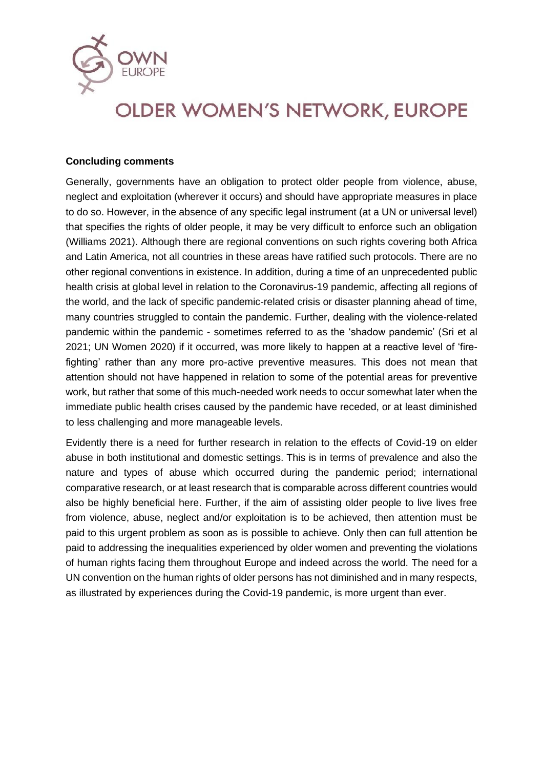**Concluding comments**

Generally, governments have an obligation to protect older people from violence, abuse, neglect and exploitation (wherever it occurs) and should have appropriate measures in place to do so. However, in the absence of any specific legal instrument (at a UN or universal level) that specifies the rights of older people, it may be very difficult to enforce such an obligation (Williams 2021). Although there are regional conventions on such rights covering both Africa and Latin America, not all countries in these areas have ratified such protocols. There are no other regional conventions in existence. In addition, during a time of an unprecedented public health crisis at global level in relation to the Coronavirus-19 pandemic, affecting all regions of the world, and the lack of specific pandemic-related crisis or disaster planning ahead of time, many countries struggled to contain the pandemic. Further, dealing with the violence-related pandemic within the pandemic - sometimes referred to as the 'shadow pandemic' (Sri et al 2021; UN Women 2020) if it occurred, was more likely to happen at a reactive level of 'fire-fighting' rather than any more pro-active preventive measures. This does not mean that attention should not have happened in relation to some of the potential areas for preventive work, but rather that some of this much-needed work needs to occur somewhat later when the immediate public health crises caused by the pandemic have receded, or at least diminished to less challenging and more manageable levels.

Evidently there is a need for further research in relation to the effects of Covid-19 on elder abuse in both institutional and domestic settings. This is in terms of prevalence and also the nature and types of abuse which occurred during the pandemic period; international comparative research, or at least research that is comparable across different countries would also be highly beneficial here. Further, if the aim of assisting older people to live lives free from violence, abuse, neglect and/or exploitation is to be achieved, then attention must be paid to this urgent problem as soon as is possible to achieve. Only then can full attention be paid to addressing the inequalities experienced by older women and preventing the violations of human rights facing them throughout Europe and indeed across the world. The need for a UN convention on the human rights of older persons has not diminished and in many respects, as illustrated by experiences during the Covid-19 pandemic, is more urgent than ever.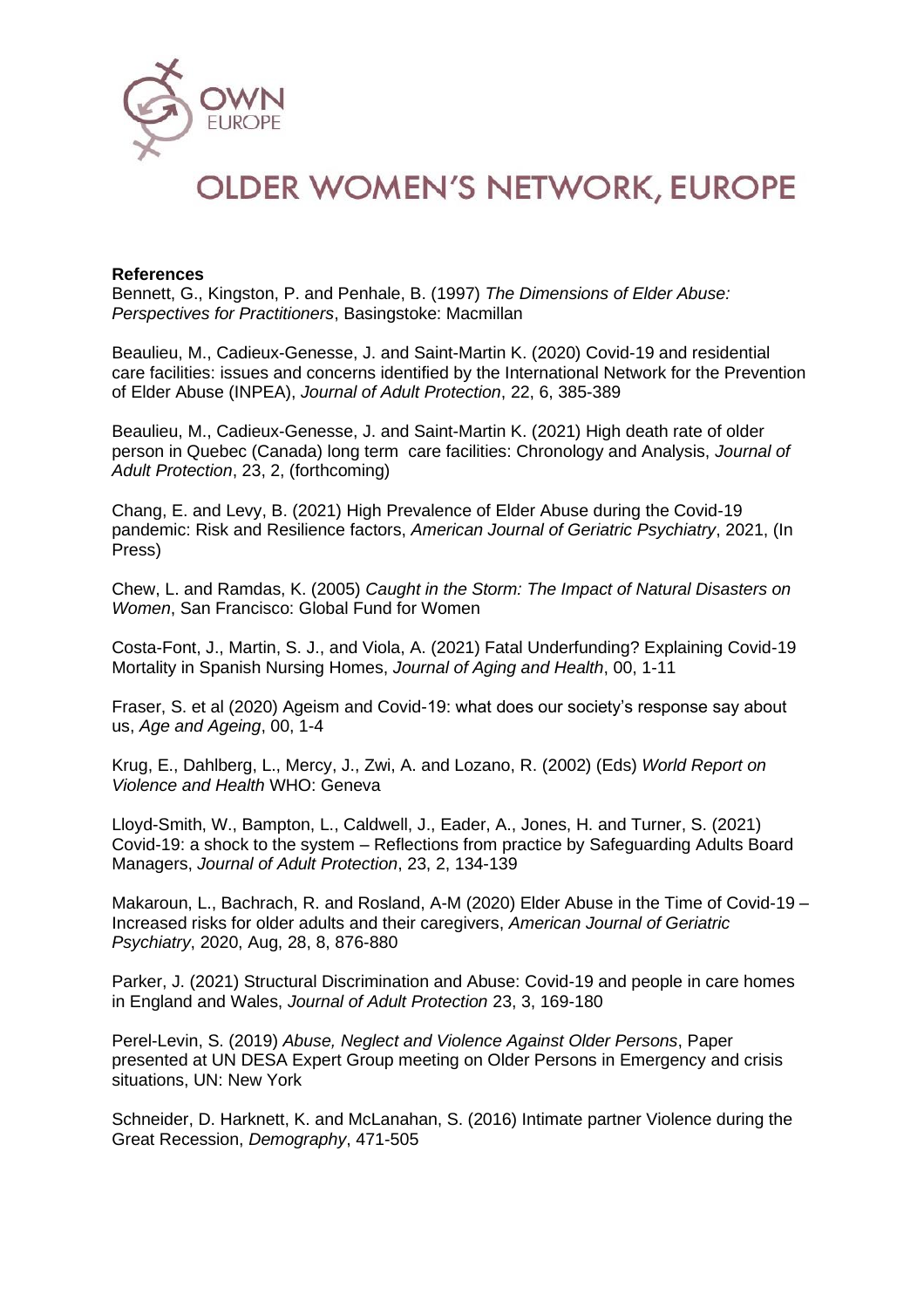# OLDER WOMEN'S NETWORK, EUROPE

**References**

Bennett, G., Kingston, P. and Penhale, B. (1997) *The Dimensions of Elder Abuse: Perspectives for Practitioners*, Basingstoke: Macmillan

Beaulieu, M., Cadieux-Genesse, J. and Saint-Martin K. (2020) Covid-19 and residential care facilities: issues and concerns identified by the International Network for the Prevention of Elder Abuse (INPEA), *Journal of Adult Protection*, 22, 6, 385-389

Beaulieu, M., Cadieux-Genesse, J. and Saint-Martin K. (2021) High death rate of older person in Quebec (Canada) long term care facilities: Chronology and Analysis, *Journal of Adult Protection*, 23, 2, (forthcoming)

Chang, E. and Levy, B. (2021) High Prevalence of Elder Abuse during the Covid-19 pandemic: Risk and Resilience factors, *American Journal of Geriatric Psychiatry*, 2021, (In Press)

Chew, L. and Ramdas, K. (2005) *Caught in the Storm: The Impact of Natural Disasters on Women*, San Francisco: Global Fund for Women

Costa-Font, J., Martin, S. J., and Viola, A. (2021) Fatal Underfunding? Explaining Covid-19 Mortality in Spanish Nursing Homes, *Journal of Aging and Health*, 00, 1-11

Fraser, S. et al (2020) Ageism and Covid-19: what does our society's response say about us, *Age and Ageing*, 00, 1-4

Krug, E., Dahlberg, L., Mercy, J., Zwi, A. and Lozano, R. (2002) (Eds) *World Report on Violence and Health* WHO: Geneva

Lloyd-Smith, W., Bampton, L., Caldwell, J., Eader, A., Jones, H. and Turner, S. (2021) Covid-19: a shock to the system – Reflections from practice by Safeguarding Adults Board Managers, *Journal of Adult Protection*, 23, 2, 134-139

Makaroun, L., Bachrach, R. and Rosland, A-M (2020) Elder Abuse in the Time of Covid-19 – Increased risks for older adults and their caregivers, *American Journal of Geriatric Psychiatry*, 2020, Aug, 28, 8, 876-880

Parker, J. (2021) Structural Discrimination and Abuse: Covid-19 and people in care homes in England and Wales, *Journal of Adult Protection* 23, 3, 169-180

Perel-Levin, S. (2019) *Abuse, Neglect and Violence Against Older Persons*, Paper presented at UN DESA Expert Group meeting on Older Persons in Emergency and crisis situations, UN: New York

Schneider, D. Harknett, K. and McLanahan, S. (2016) Intimate partner Violence during the Great Recession, *Demography*, 471-505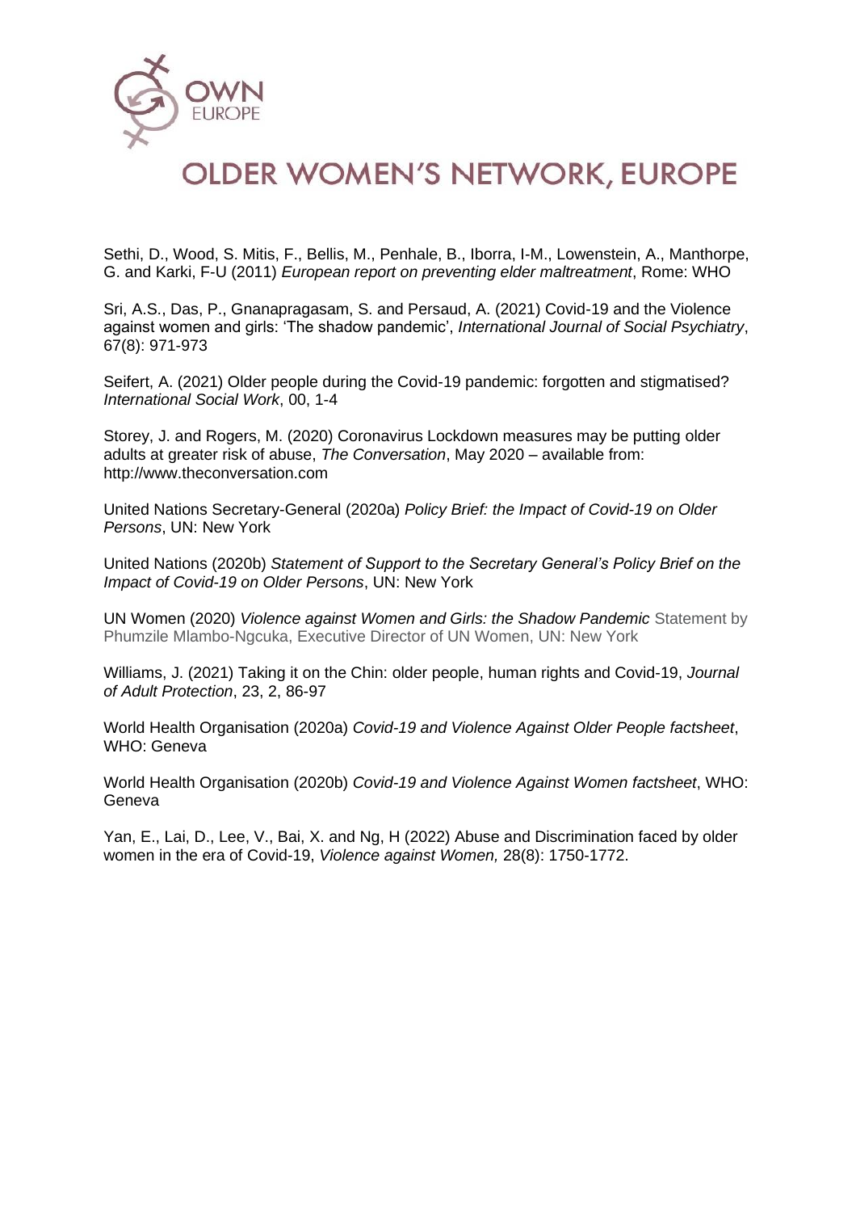Sethi, D., Wood, S. Mitis, F., Bellis, M., Penhale, B., Iborra, I-M., Lowenstein, A., Manthorpe, G. and Karki, F-U (2011) *European report on preventing elder maltreatment*, Rome: WHO

Sri, A.S., Das, P., Gnanapragasam, S. and Persaud, A. (2021) Covid-19 and the Violence against women and girls: 'The shadow pandemic', *International Journal of Social Psychiatry*, 67(8): 971-973

Seifert, A. (2021) Older people during the Covid-19 pandemic: forgotten and stigmatised? *International Social Work*, 00, 1-4

Storey, J. and Rogers, M. (2020) Coronavirus Lockdown measures may be putting older adults at greater risk of abuse, *The Conversation*, May 2020 – available from: http://www.theconversation.com

United Nations Secretary-General (2020a) *Policy Brief: the Impact of Covid-19 on Older Persons*, UN: New York

United Nations (2020b) *Statement of Support to the Secretary General's Policy Brief on the Impact of Covid-19 on Older Persons*, UN: New York

UN Women (2020) *Violence against Women and Girls: the Shadow Pandemic* Statement by Phumzile Mlambo-Ngcuka, Executive Director of UN Women, UN: New York

Williams, J. (2021) Taking it on the Chin: older people, human rights and Covid-19, *Journal of Adult Protection*, 23, 2, 86-97

World Health Organisation (2020a) *Covid-19 and Violence Against Older People factsheet*, WHO: Geneva

World Health Organisation (2020b) *Covid-19 and Violence Against Women factsheet*, WHO: Geneva

Yan, E., Lai, D., Lee, V., Bai, X. and Ng, H (2022) Abuse and Discrimination faced by older women in the era of Covid-19, *Violence against Women,* 28(8): 1750-1772.